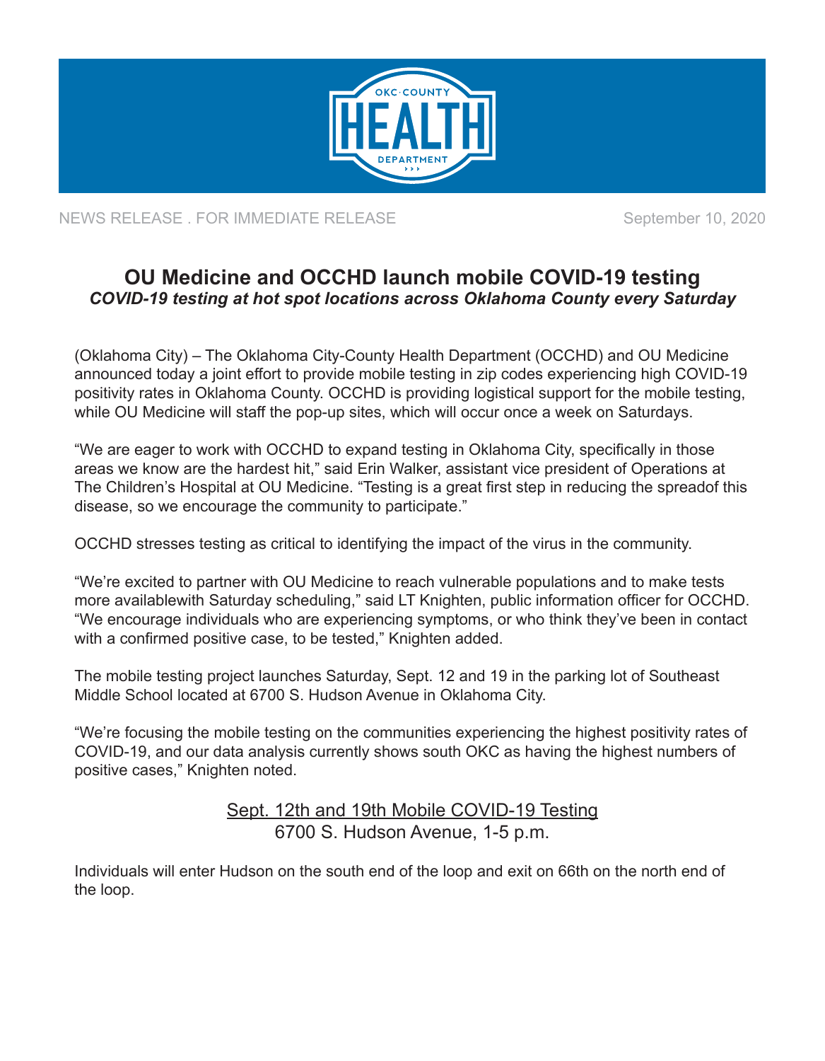OKC·COUNTY HEALTH DEPARTMENT

NEWS RELEASE . FOR IMMEDIATE RELEASE

September 10, 2020

# OU Medicine and OCCHD launch mobile COVID-19 testing

***COVID-19 testing at hot spot locations across Oklahoma County every Saturday***

(Oklahoma City) – The Oklahoma City-County Health Department (OCCHD) and OU Medicine announced today a joint effort to provide mobile testing in zip codes experiencing high COVID-19 positivity rates in Oklahoma County. OCCHD is providing logistical support for the mobile testing, while OU Medicine will staff the pop-up sites, which will occur once a week on Saturdays.

"We are eager to work with OCCHD to expand testing in Oklahoma City, specifically in those areas we know are the hardest hit," said Erin Walker, assistant vice president of Operations at The Children's Hospital at OU Medicine. "Testing is a great first step in reducing the spreadof this disease, so we encourage the community to participate."

OCCHD stresses testing as critical to identifying the impact of the virus in the community.

"We're excited to partner with OU Medicine to reach vulnerable populations and to make tests more availablewith Saturday scheduling," said LT Knighten, public information officer for OCCHD. "We encourage individuals who are experiencing symptoms, or who think they've been in contact with a confirmed positive case, to be tested," Knighten added.

The mobile testing project launches Saturday, Sept. 12 and 19 in the parking lot of Southeast Middle School located at 6700 S. Hudson Avenue in Oklahoma City.

"We're focusing the mobile testing on the communities experiencing the highest positivity rates of COVID-19, and our data analysis currently shows south OKC as having the highest numbers of positive cases," Knighten noted.

<u>Sept. 12th and 19th Mobile COVID-19 Testing</u>
6700 S. Hudson Avenue, 1-5 p.m.

Individuals will enter Hudson on the south end of the loop and exit on 66th on the north end of the loop.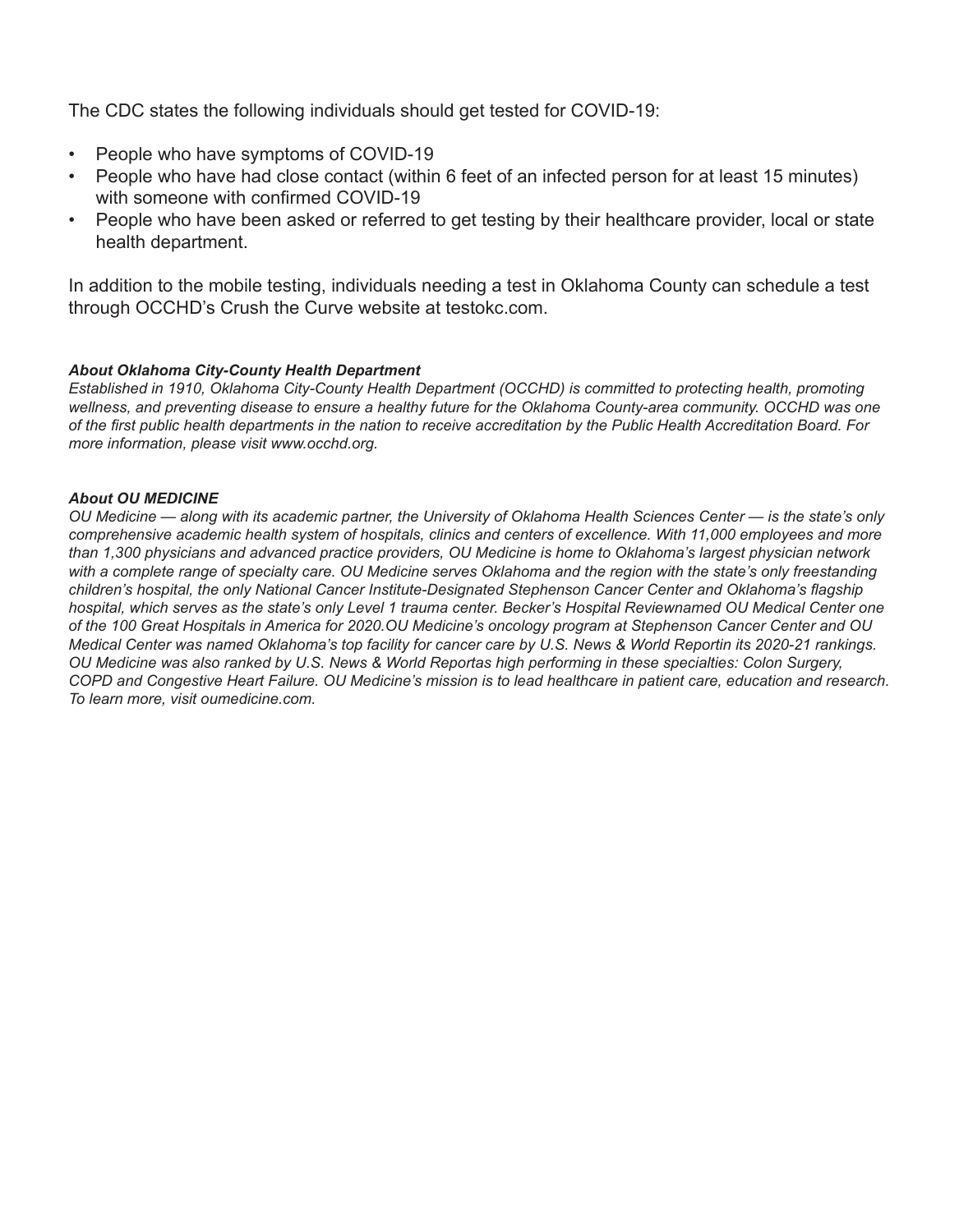The CDC states the following individuals should get tested for COVID-19:

- People who have symptoms of COVID-19
- People who have had close contact (within 6 feet of an infected person for at least 15 minutes) with someone with confirmed COVID-19
- People who have been asked or referred to get testing by their healthcare provider, local or state health department.

In addition to the mobile testing, individuals needing a test in Oklahoma County can schedule a test through OCCHD's Crush the Curve website at testokc.com.

***About Oklahoma City-County Health Department***

*Established in 1910, Oklahoma City-County Health Department (OCCHD) is committed to protecting health, promoting wellness, and preventing disease to ensure a healthy future for the Oklahoma County-area community. OCCHD was one of the first public health departments in the nation to receive accreditation by the Public Health Accreditation Board. For more information, please visit www.occhd.org.*

***About OU MEDICINE***

*OU Medicine — along with its academic partner, the University of Oklahoma Health Sciences Center — is the state's only comprehensive academic health system of hospitals, clinics and centers of excellence. With 11,000 employees and more than 1,300 physicians and advanced practice providers, OU Medicine is home to Oklahoma's largest physician network with a complete range of specialty care. OU Medicine serves Oklahoma and the region with the state's only freestanding children's hospital, the only National Cancer Institute-Designated Stephenson Cancer Center and Oklahoma's flagship hospital, which serves as the state's only Level 1 trauma center. Becker's Hospital Reviewnamed OU Medical Center one of the 100 Great Hospitals in America for 2020.OU Medicine's oncology program at Stephenson Cancer Center and OU Medical Center was named Oklahoma's top facility for cancer care by U.S. News & World Reportin its 2020-21 rankings. OU Medicine was also ranked by U.S. News & World Reportas high performing in these specialties: Colon Surgery, COPD and Congestive Heart Failure. OU Medicine's mission is to lead healthcare in patient care, education and research. To learn more, visit oumedicine.com.*